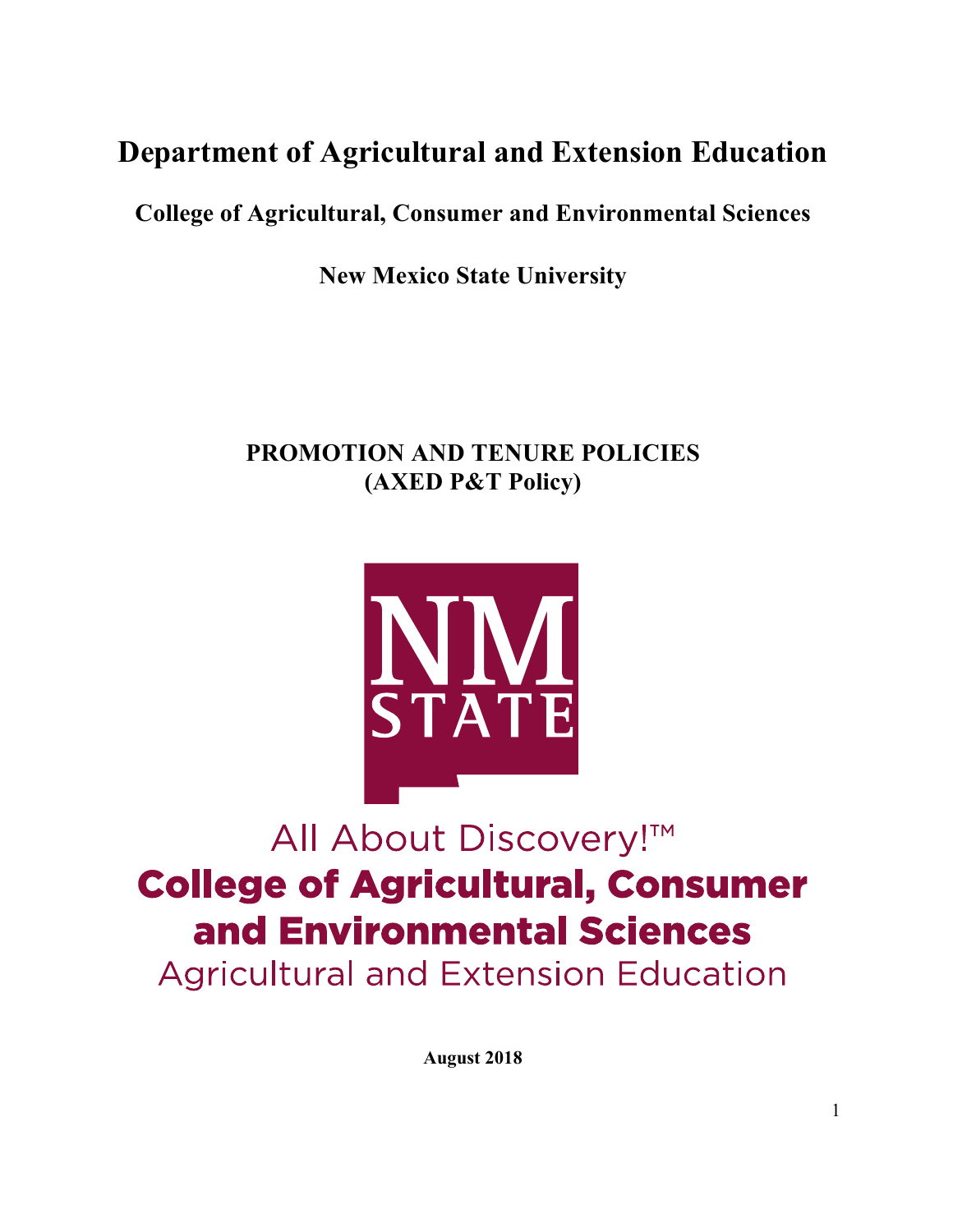# Department of Agricultural and Extension Education

## College of Agricultural, Consumer and Environmental Sciences

## New Mexico State University

## PROMOTION AND TENURE POLICIES
## (AXED P&T Policy)

NM STATE

All About Discovery!™

**College of Agricultural, Consumer and Environmental Sciences**

Agricultural and Extension Education

**August 2018**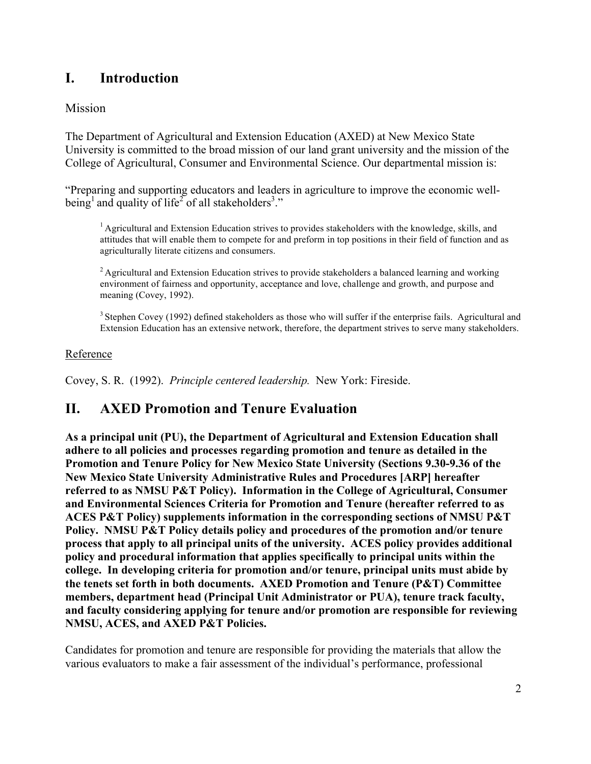# I. Introduction

Mission

The Department of Agricultural and Extension Education (AXED) at New Mexico State University is committed to the broad mission of our land grant university and the mission of the College of Agricultural, Consumer and Environmental Science. Our departmental mission is:

"Preparing and supporting educators and leaders in agriculture to improve the economic well-being[1] and quality of life[2] of all stakeholders[3]."

> [1] Agricultural and Extension Education strives to provides stakeholders with the knowledge, skills, and attitudes that will enable them to compete for and preform in top positions in their field of function and as agriculturally literate citizens and consumers.
>
> [2] Agricultural and Extension Education strives to provide stakeholders a balanced learning and working environment of fairness and opportunity, acceptance and love, challenge and growth, and purpose and meaning (Covey, 1992).
>
> [3] Stephen Covey (1992) defined stakeholders as those who will suffer if the enterprise fails. Agricultural and Extension Education has an extensive network, therefore, the department strives to serve many stakeholders.

Reference

Covey, S. R. (1992). *Principle centered leadership.* New York: Fireside.

# II. AXED Promotion and Tenure Evaluation

**As a principal unit (PU), the Department of Agricultural and Extension Education shall adhere to all policies and processes regarding promotion and tenure as detailed in the Promotion and Tenure Policy for New Mexico State University (Sections 9.30-9.36 of the New Mexico State University Administrative Rules and Procedures [ARP] hereafter referred to as NMSU P&T Policy). Information in the College of Agricultural, Consumer and Environmental Sciences Criteria for Promotion and Tenure (hereafter referred to as ACES P&T Policy) supplements information in the corresponding sections of NMSU P&T Policy. NMSU P&T Policy details policy and procedures of the promotion and/or tenure process that apply to all principal units of the university. ACES policy provides additional policy and procedural information that applies specifically to principal units within the college. In developing criteria for promotion and/or tenure, principal units must abide by the tenets set forth in both documents. AXED Promotion and Tenure (P&T) Committee members, department head (Principal Unit Administrator or PUA), tenure track faculty, and faculty considering applying for tenure and/or promotion are responsible for reviewing NMSU, ACES, and AXED P&T Policies.**

Candidates for promotion and tenure are responsible for providing the materials that allow the various evaluators to make a fair assessment of the individual's performance, professional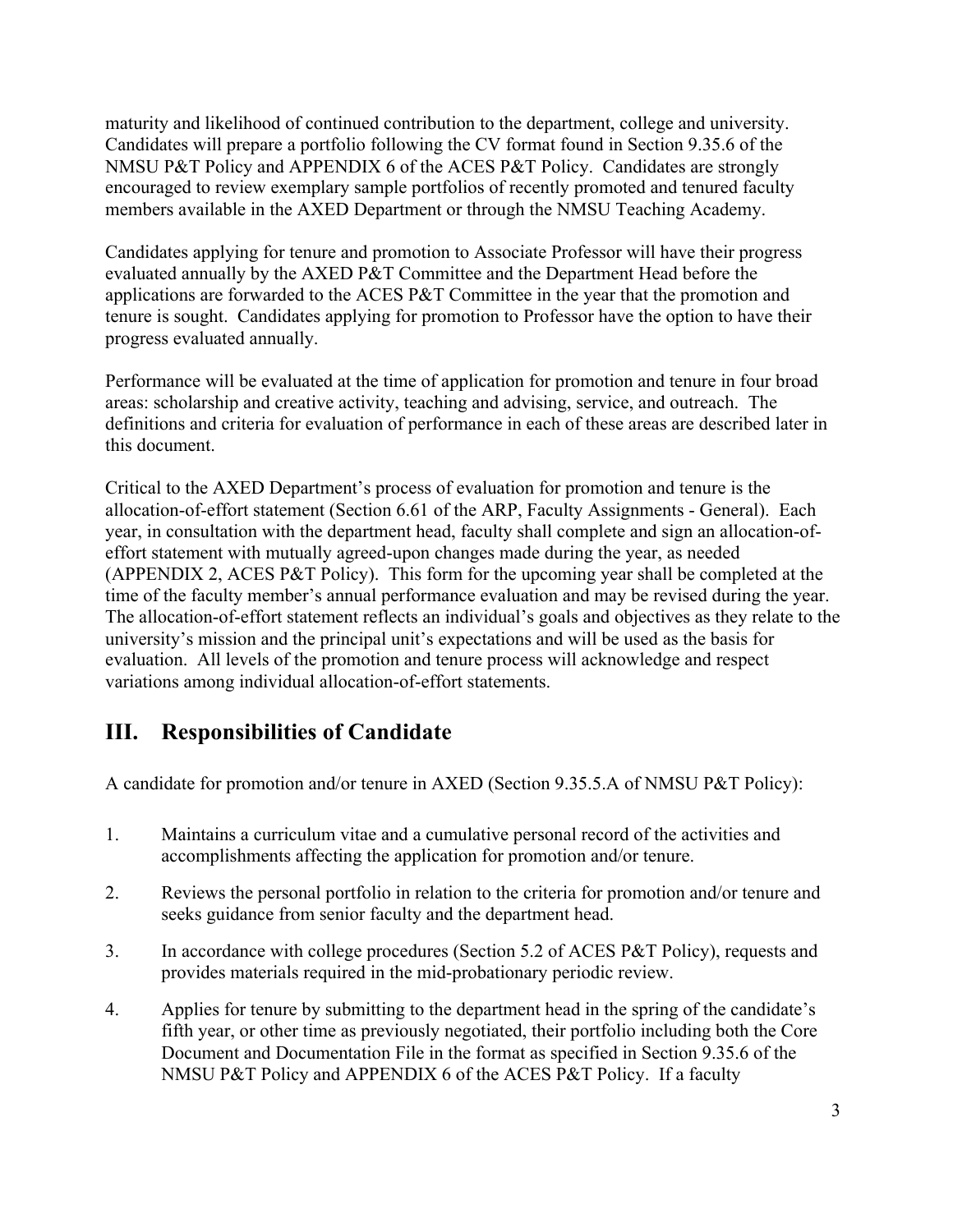maturity and likelihood of continued contribution to the department, college and university. Candidates will prepare a portfolio following the CV format found in Section 9.35.6 of the NMSU P&T Policy and APPENDIX 6 of the ACES P&T Policy. Candidates are strongly encouraged to review exemplary sample portfolios of recently promoted and tenured faculty members available in the AXED Department or through the NMSU Teaching Academy.

Candidates applying for tenure and promotion to Associate Professor will have their progress evaluated annually by the AXED P&T Committee and the Department Head before the applications are forwarded to the ACES P&T Committee in the year that the promotion and tenure is sought. Candidates applying for promotion to Professor have the option to have their progress evaluated annually.

Performance will be evaluated at the time of application for promotion and tenure in four broad areas: scholarship and creative activity, teaching and advising, service, and outreach. The definitions and criteria for evaluation of performance in each of these areas are described later in this document.

Critical to the AXED Department's process of evaluation for promotion and tenure is the allocation-of-effort statement (Section 6.61 of the ARP, Faculty Assignments - General). Each year, in consultation with the department head, faculty shall complete and sign an allocation-of-effort statement with mutually agreed-upon changes made during the year, as needed (APPENDIX 2, ACES P&T Policy). This form for the upcoming year shall be completed at the time of the faculty member's annual performance evaluation and may be revised during the year. The allocation-of-effort statement reflects an individual's goals and objectives as they relate to the university's mission and the principal unit's expectations and will be used as the basis for evaluation. All levels of the promotion and tenure process will acknowledge and respect variations among individual allocation-of-effort statements.

## III. Responsibilities of Candidate

A candidate for promotion and/or tenure in AXED (Section 9.35.5.A of NMSU P&T Policy):

1. Maintains a curriculum vitae and a cumulative personal record of the activities and accomplishments affecting the application for promotion and/or tenure.
2. Reviews the personal portfolio in relation to the criteria for promotion and/or tenure and seeks guidance from senior faculty and the department head.
3. In accordance with college procedures (Section 5.2 of ACES P&T Policy), requests and provides materials required in the mid-probationary periodic review.
4. Applies for tenure by submitting to the department head in the spring of the candidate's fifth year, or other time as previously negotiated, their portfolio including both the Core Document and Documentation File in the format as specified in Section 9.35.6 of the NMSU P&T Policy and APPENDIX 6 of the ACES P&T Policy. If a faculty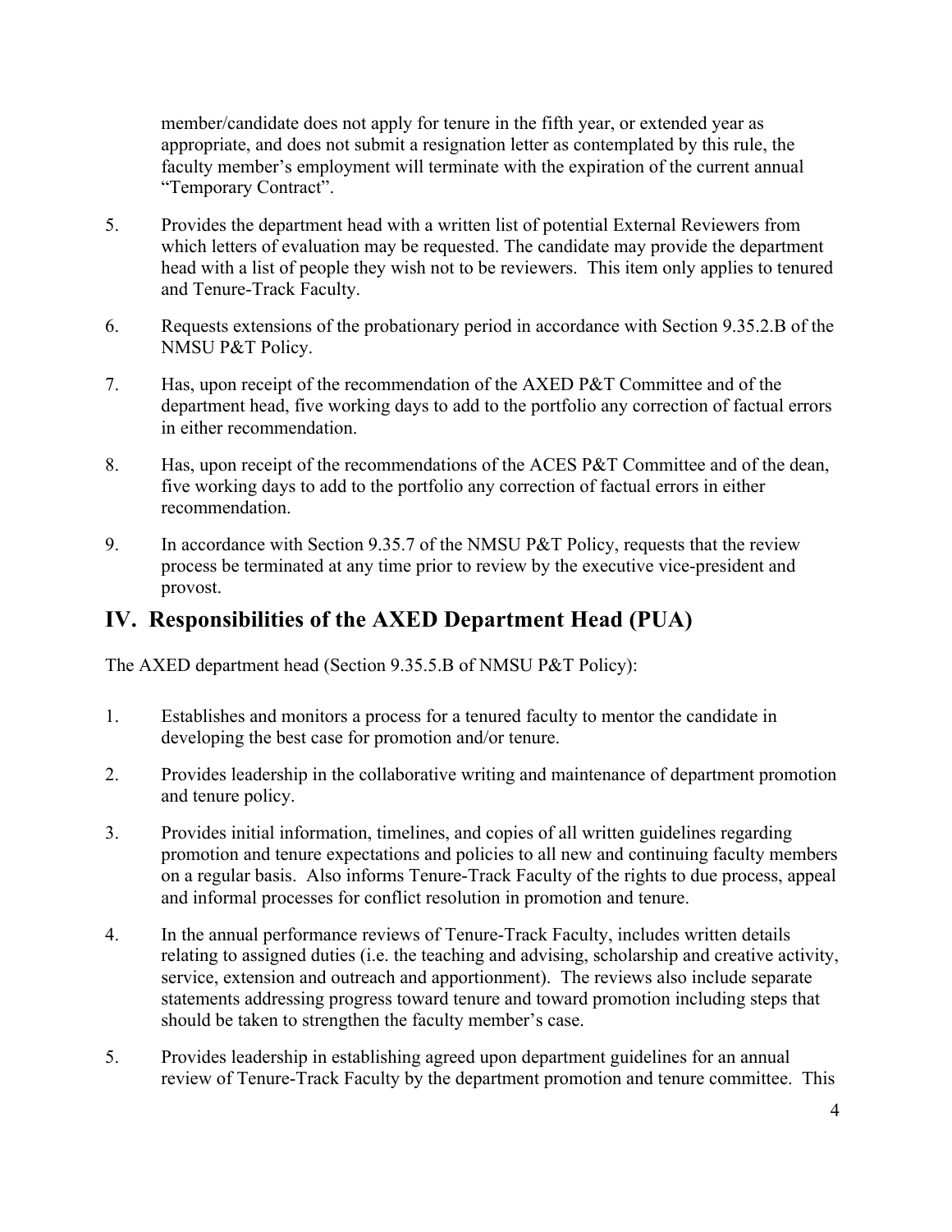member/candidate does not apply for tenure in the fifth year, or extended year as appropriate, and does not submit a resignation letter as contemplated by this rule, the faculty member's employment will terminate with the expiration of the current annual "Temporary Contract".

5. Provides the department head with a written list of potential External Reviewers from which letters of evaluation may be requested. The candidate may provide the department head with a list of people they wish not to be reviewers. This item only applies to tenured and Tenure-Track Faculty.

6. Requests extensions of the probationary period in accordance with Section 9.35.2.B of the NMSU P&T Policy.

7. Has, upon receipt of the recommendation of the AXED P&T Committee and of the department head, five working days to add to the portfolio any correction of factual errors in either recommendation.

8. Has, upon receipt of the recommendations of the ACES P&T Committee and of the dean, five working days to add to the portfolio any correction of factual errors in either recommendation.

9. In accordance with Section 9.35.7 of the NMSU P&T Policy, requests that the review process be terminated at any time prior to review by the executive vice-president and provost.

## IV. Responsibilities of the AXED Department Head (PUA)

The AXED department head (Section 9.35.5.B of NMSU P&T Policy):

1. Establishes and monitors a process for a tenured faculty to mentor the candidate in developing the best case for promotion and/or tenure.

2. Provides leadership in the collaborative writing and maintenance of department promotion and tenure policy.

3. Provides initial information, timelines, and copies of all written guidelines regarding promotion and tenure expectations and policies to all new and continuing faculty members on a regular basis. Also informs Tenure-Track Faculty of the rights to due process, appeal and informal processes for conflict resolution in promotion and tenure.

4. In the annual performance reviews of Tenure-Track Faculty, includes written details relating to assigned duties (i.e. the teaching and advising, scholarship and creative activity, service, extension and outreach and apportionment). The reviews also include separate statements addressing progress toward tenure and toward promotion including steps that should be taken to strengthen the faculty member's case.

5. Provides leadership in establishing agreed upon department guidelines for an annual review of Tenure-Track Faculty by the department promotion and tenure committee. This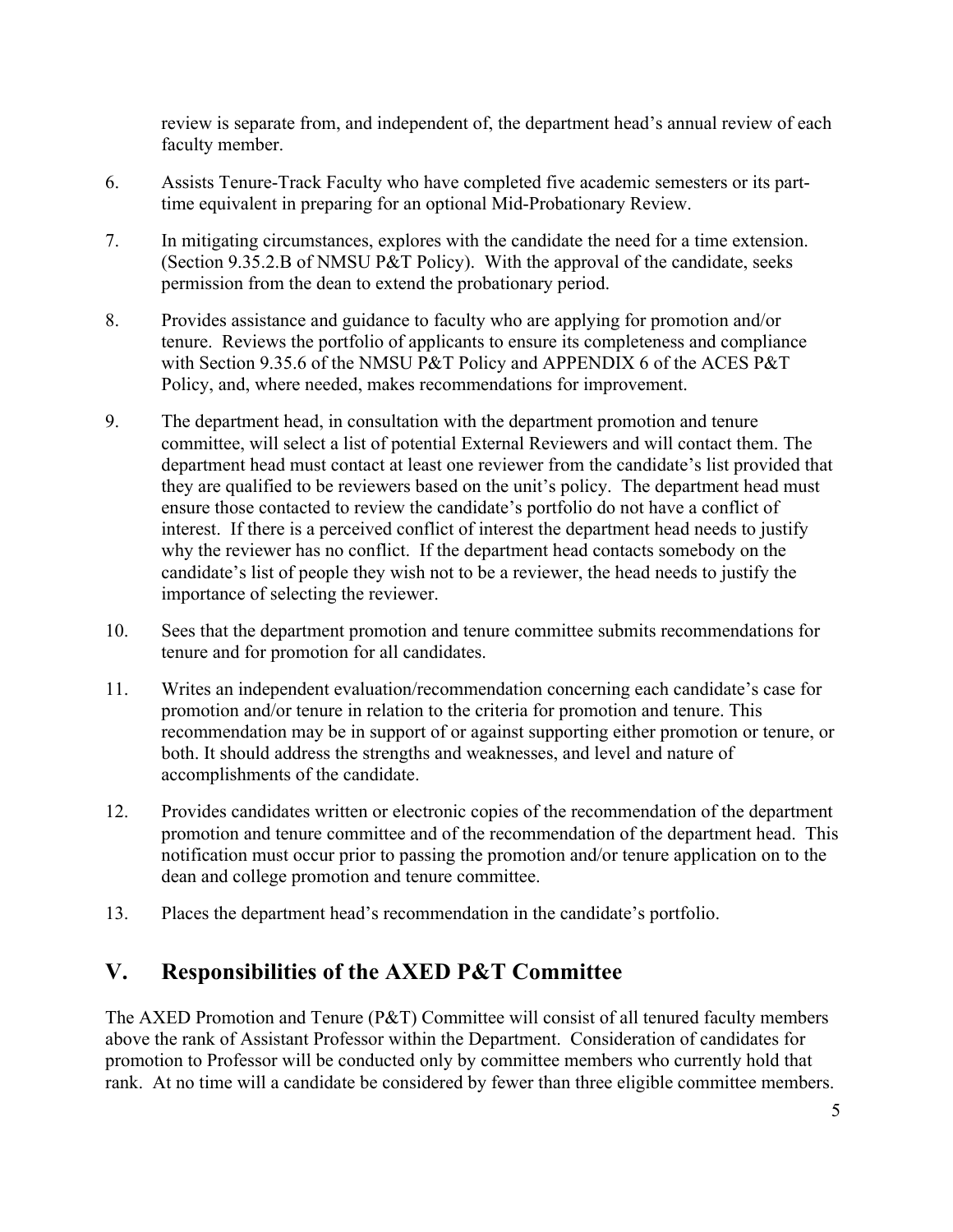review is separate from, and independent of, the department head's annual review of each faculty member.

6. Assists Tenure-Track Faculty who have completed five academic semesters or its part-time equivalent in preparing for an optional Mid-Probationary Review.

7. In mitigating circumstances, explores with the candidate the need for a time extension. (Section 9.35.2.B of NMSU P&T Policy). With the approval of the candidate, seeks permission from the dean to extend the probationary period.

8. Provides assistance and guidance to faculty who are applying for promotion and/or tenure. Reviews the portfolio of applicants to ensure its completeness and compliance with Section 9.35.6 of the NMSU P&T Policy and APPENDIX 6 of the ACES P&T Policy, and, where needed, makes recommendations for improvement.

9. The department head, in consultation with the department promotion and tenure committee, will select a list of potential External Reviewers and will contact them. The department head must contact at least one reviewer from the candidate's list provided that they are qualified to be reviewers based on the unit's policy. The department head must ensure those contacted to review the candidate's portfolio do not have a conflict of interest. If there is a perceived conflict of interest the department head needs to justify why the reviewer has no conflict. If the department head contacts somebody on the candidate's list of people they wish not to be a reviewer, the head needs to justify the importance of selecting the reviewer.

10. Sees that the department promotion and tenure committee submits recommendations for tenure and for promotion for all candidates.

11. Writes an independent evaluation/recommendation concerning each candidate's case for promotion and/or tenure in relation to the criteria for promotion and tenure. This recommendation may be in support of or against supporting either promotion or tenure, or both. It should address the strengths and weaknesses, and level and nature of accomplishments of the candidate.

12. Provides candidates written or electronic copies of the recommendation of the department promotion and tenure committee and of the recommendation of the department head. This notification must occur prior to passing the promotion and/or tenure application on to the dean and college promotion and tenure committee.

13. Places the department head's recommendation in the candidate's portfolio.

## V. Responsibilities of the AXED P&T Committee

The AXED Promotion and Tenure (P&T) Committee will consist of all tenured faculty members above the rank of Assistant Professor within the Department. Consideration of candidates for promotion to Professor will be conducted only by committee members who currently hold that rank. At no time will a candidate be considered by fewer than three eligible committee members.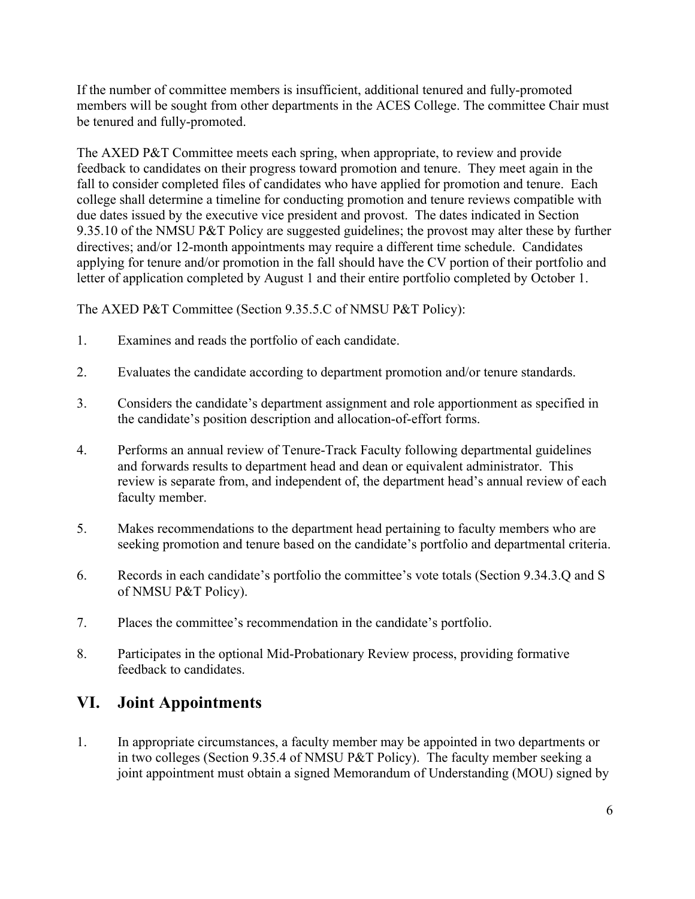If the number of committee members is insufficient, additional tenured and fully-promoted members will be sought from other departments in the ACES College. The committee Chair must be tenured and fully-promoted.

The AXED P&T Committee meets each spring, when appropriate, to review and provide feedback to candidates on their progress toward promotion and tenure. They meet again in the fall to consider completed files of candidates who have applied for promotion and tenure. Each college shall determine a timeline for conducting promotion and tenure reviews compatible with due dates issued by the executive vice president and provost. The dates indicated in Section 9.35.10 of the NMSU P&T Policy are suggested guidelines; the provost may alter these by further directives; and/or 12-month appointments may require a different time schedule. Candidates applying for tenure and/or promotion in the fall should have the CV portion of their portfolio and letter of application completed by August 1 and their entire portfolio completed by October 1.

The AXED P&T Committee (Section 9.35.5.C of NMSU P&T Policy):

1. Examines and reads the portfolio of each candidate.
2. Evaluates the candidate according to department promotion and/or tenure standards.
3. Considers the candidate's department assignment and role apportionment as specified in the candidate's position description and allocation-of-effort forms.
4. Performs an annual review of Tenure-Track Faculty following departmental guidelines and forwards results to department head and dean or equivalent administrator. This review is separate from, and independent of, the department head's annual review of each faculty member.
5. Makes recommendations to the department head pertaining to faculty members who are seeking promotion and tenure based on the candidate's portfolio and departmental criteria.
6. Records in each candidate's portfolio the committee's vote totals (Section 9.34.3.Q and S of NMSU P&T Policy).
7. Places the committee's recommendation in the candidate's portfolio.
8. Participates in the optional Mid-Probationary Review process, providing formative feedback to candidates.

## VI. Joint Appointments

1. In appropriate circumstances, a faculty member may be appointed in two departments or in two colleges (Section 9.35.4 of NMSU P&T Policy). The faculty member seeking a joint appointment must obtain a signed Memorandum of Understanding (MOU) signed by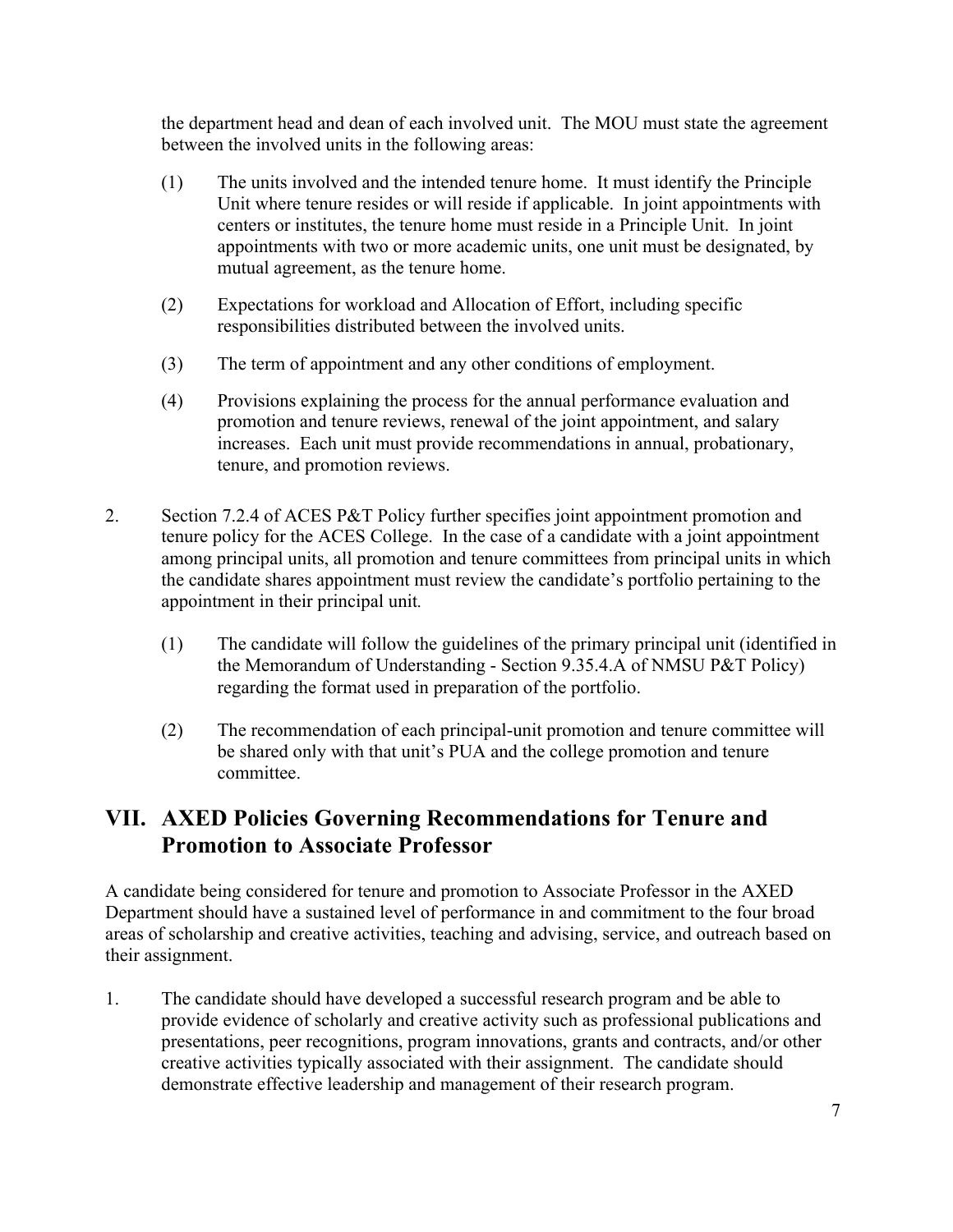the department head and dean of each involved unit. The MOU must state the agreement between the involved units in the following areas:

(1) The units involved and the intended tenure home. It must identify the Principle Unit where tenure resides or will reside if applicable. In joint appointments with centers or institutes, the tenure home must reside in a Principle Unit. In joint appointments with two or more academic units, one unit must be designated, by mutual agreement, as the tenure home.

(2) Expectations for workload and Allocation of Effort, including specific responsibilities distributed between the involved units.

(3) The term of appointment and any other conditions of employment.

(4) Provisions explaining the process for the annual performance evaluation and promotion and tenure reviews, renewal of the joint appointment, and salary increases. Each unit must provide recommendations in annual, probationary, tenure, and promotion reviews.

2. Section 7.2.4 of ACES P&T Policy further specifies joint appointment promotion and tenure policy for the ACES College. In the case of a candidate with a joint appointment among principal units, all promotion and tenure committees from principal units in which the candidate shares appointment must review the candidate's portfolio pertaining to the appointment in their principal unit.

   (1) The candidate will follow the guidelines of the primary principal unit (identified in the Memorandum of Understanding - Section 9.35.4.A of NMSU P&T Policy) regarding the format used in preparation of the portfolio.

   (2) The recommendation of each principal-unit promotion and tenure committee will be shared only with that unit's PUA and the college promotion and tenure committee.

## VII. AXED Policies Governing Recommendations for Tenure and Promotion to Associate Professor

A candidate being considered for tenure and promotion to Associate Professor in the AXED Department should have a sustained level of performance in and commitment to the four broad areas of scholarship and creative activities, teaching and advising, service, and outreach based on their assignment.

1. The candidate should have developed a successful research program and be able to provide evidence of scholarly and creative activity such as professional publications and presentations, peer recognitions, program innovations, grants and contracts, and/or other creative activities typically associated with their assignment. The candidate should demonstrate effective leadership and management of their research program.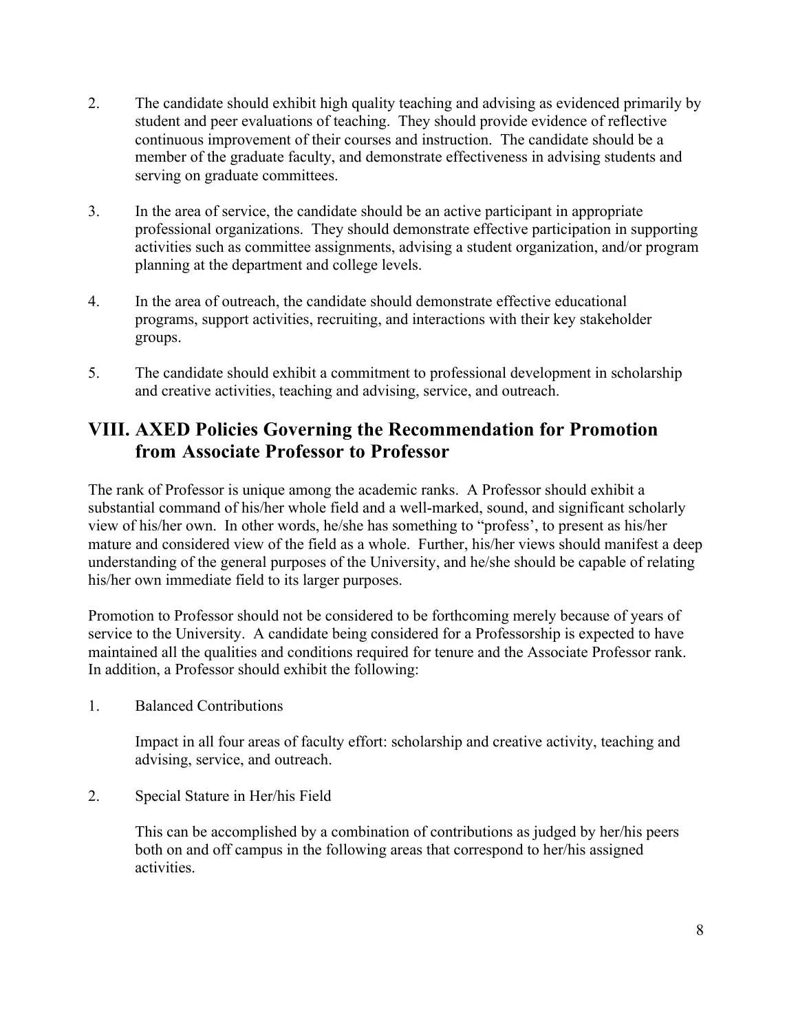2. The candidate should exhibit high quality teaching and advising as evidenced primarily by student and peer evaluations of teaching. They should provide evidence of reflective continuous improvement of their courses and instruction. The candidate should be a member of the graduate faculty, and demonstrate effectiveness in advising students and serving on graduate committees.

3. In the area of service, the candidate should be an active participant in appropriate professional organizations. They should demonstrate effective participation in supporting activities such as committee assignments, advising a student organization, and/or program planning at the department and college levels.

4. In the area of outreach, the candidate should demonstrate effective educational programs, support activities, recruiting, and interactions with their key stakeholder groups.

5. The candidate should exhibit a commitment to professional development in scholarship and creative activities, teaching and advising, service, and outreach.

## VIII. AXED Policies Governing the Recommendation for Promotion from Associate Professor to Professor

The rank of Professor is unique among the academic ranks. A Professor should exhibit a substantial command of his/her whole field and a well-marked, sound, and significant scholarly view of his/her own. In other words, he/she has something to "profess', to present as his/her mature and considered view of the field as a whole. Further, his/her views should manifest a deep understanding of the general purposes of the University, and he/she should be capable of relating his/her own immediate field to its larger purposes.

Promotion to Professor should not be considered to be forthcoming merely because of years of service to the University. A candidate being considered for a Professorship is expected to have maintained all the qualities and conditions required for tenure and the Associate Professor rank. In addition, a Professor should exhibit the following:

1. Balanced Contributions

   Impact in all four areas of faculty effort: scholarship and creative activity, teaching and advising, service, and outreach.

2. Special Stature in Her/his Field

   This can be accomplished by a combination of contributions as judged by her/his peers both on and off campus in the following areas that correspond to her/his assigned activities.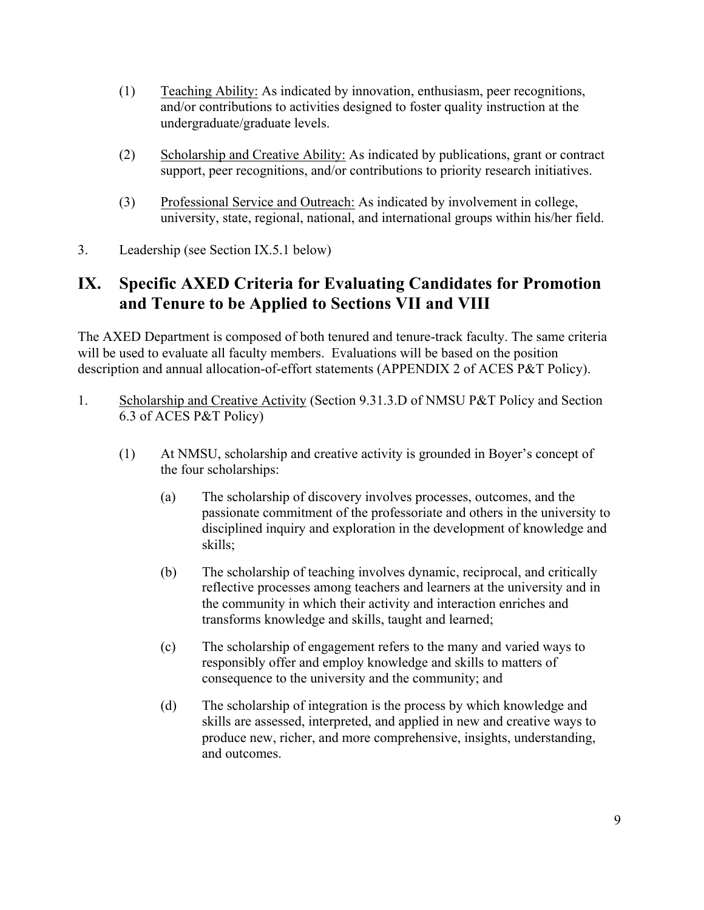(1) Teaching Ability: As indicated by innovation, enthusiasm, peer recognitions, and/or contributions to activities designed to foster quality instruction at the undergraduate/graduate levels.

(2) Scholarship and Creative Ability: As indicated by publications, grant or contract support, peer recognitions, and/or contributions to priority research initiatives.

(3) Professional Service and Outreach: As indicated by involvement in college, university, state, regional, national, and international groups within his/her field.

3. Leadership (see Section IX.5.1 below)

# IX. Specific AXED Criteria for Evaluating Candidates for Promotion and Tenure to be Applied to Sections VII and VIII

The AXED Department is composed of both tenured and tenure-track faculty. The same criteria will be used to evaluate all faculty members. Evaluations will be based on the position description and annual allocation-of-effort statements (APPENDIX 2 of ACES P&T Policy).

1. Scholarship and Creative Activity (Section 9.31.3.D of NMSU P&T Policy and Section 6.3 of ACES P&T Policy)

   (1) At NMSU, scholarship and creative activity is grounded in Boyer's concept of the four scholarships:

      (a) The scholarship of discovery involves processes, outcomes, and the passionate commitment of the professoriate and others in the university to disciplined inquiry and exploration in the development of knowledge and skills;

      (b) The scholarship of teaching involves dynamic, reciprocal, and critically reflective processes among teachers and learners at the university and in the community in which their activity and interaction enriches and transforms knowledge and skills, taught and learned;

      (c) The scholarship of engagement refers to the many and varied ways to responsibly offer and employ knowledge and skills to matters of consequence to the university and the community; and

      (d) The scholarship of integration is the process by which knowledge and skills are assessed, interpreted, and applied in new and creative ways to produce new, richer, and more comprehensive, insights, understanding, and outcomes.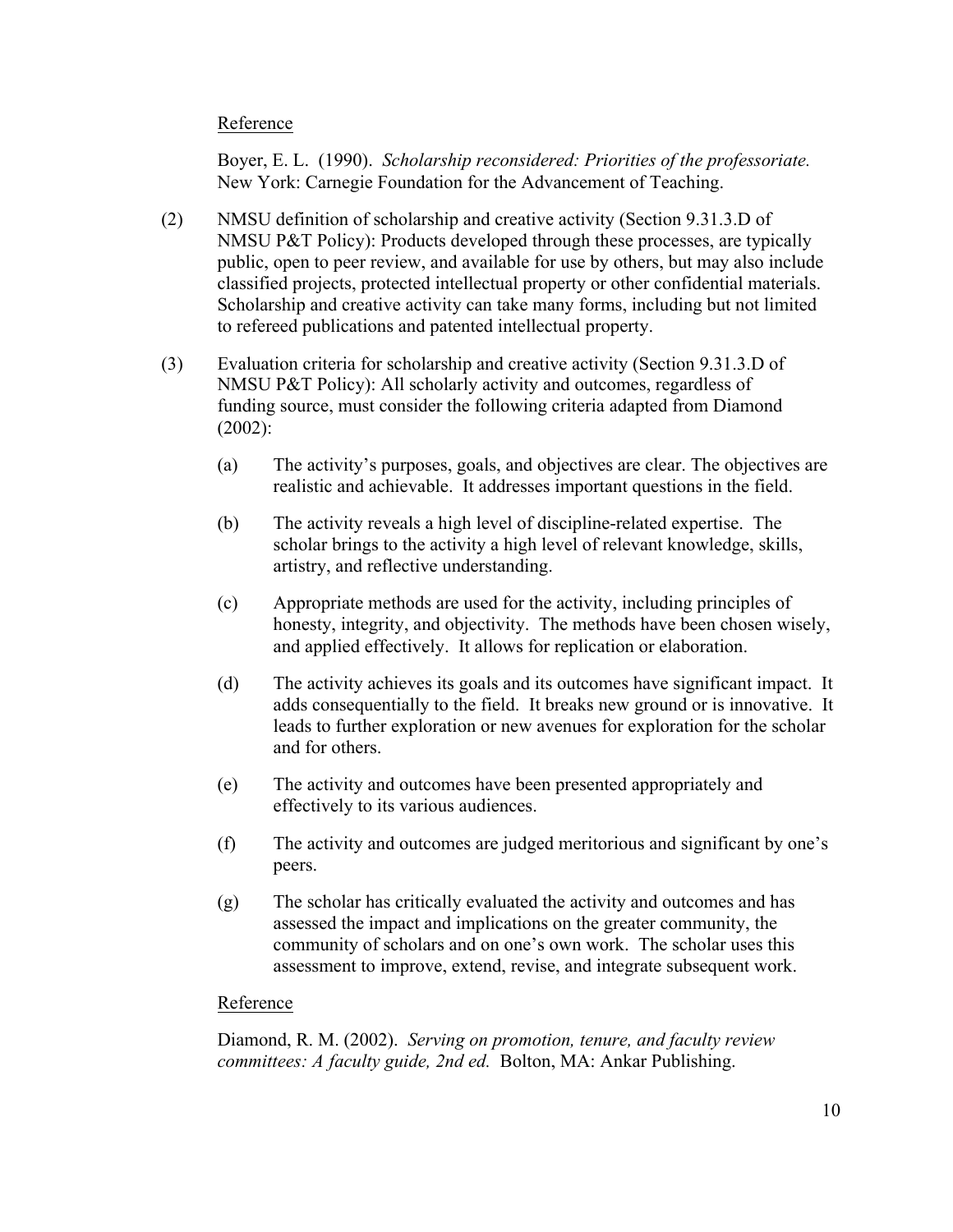Reference

Boyer, E. L. (1990). *Scholarship reconsidered: Priorities of the professoriate.* New York: Carnegie Foundation for the Advancement of Teaching.

(2) NMSU definition of scholarship and creative activity (Section 9.31.3.D of NMSU P&T Policy): Products developed through these processes, are typically public, open to peer review, and available for use by others, but may also include classified projects, protected intellectual property or other confidential materials. Scholarship and creative activity can take many forms, including but not limited to refereed publications and patented intellectual property.

(3) Evaluation criteria for scholarship and creative activity (Section 9.31.3.D of NMSU P&T Policy): All scholarly activity and outcomes, regardless of funding source, must consider the following criteria adapted from Diamond (2002):

(a) The activity's purposes, goals, and objectives are clear. The objectives are realistic and achievable. It addresses important questions in the field.

(b) The activity reveals a high level of discipline-related expertise. The scholar brings to the activity a high level of relevant knowledge, skills, artistry, and reflective understanding.

(c) Appropriate methods are used for the activity, including principles of honesty, integrity, and objectivity. The methods have been chosen wisely, and applied effectively. It allows for replication or elaboration.

(d) The activity achieves its goals and its outcomes have significant impact. It adds consequentially to the field. It breaks new ground or is innovative. It leads to further exploration or new avenues for exploration for the scholar and for others.

(e) The activity and outcomes have been presented appropriately and effectively to its various audiences.

(f) The activity and outcomes are judged meritorious and significant by one's peers.

(g) The scholar has critically evaluated the activity and outcomes and has assessed the impact and implications on the greater community, the community of scholars and on one's own work. The scholar uses this assessment to improve, extend, revise, and integrate subsequent work.

Reference

Diamond, R. M. (2002). *Serving on promotion, tenure, and faculty review committees: A faculty guide, 2nd ed.* Bolton, MA: Ankar Publishing.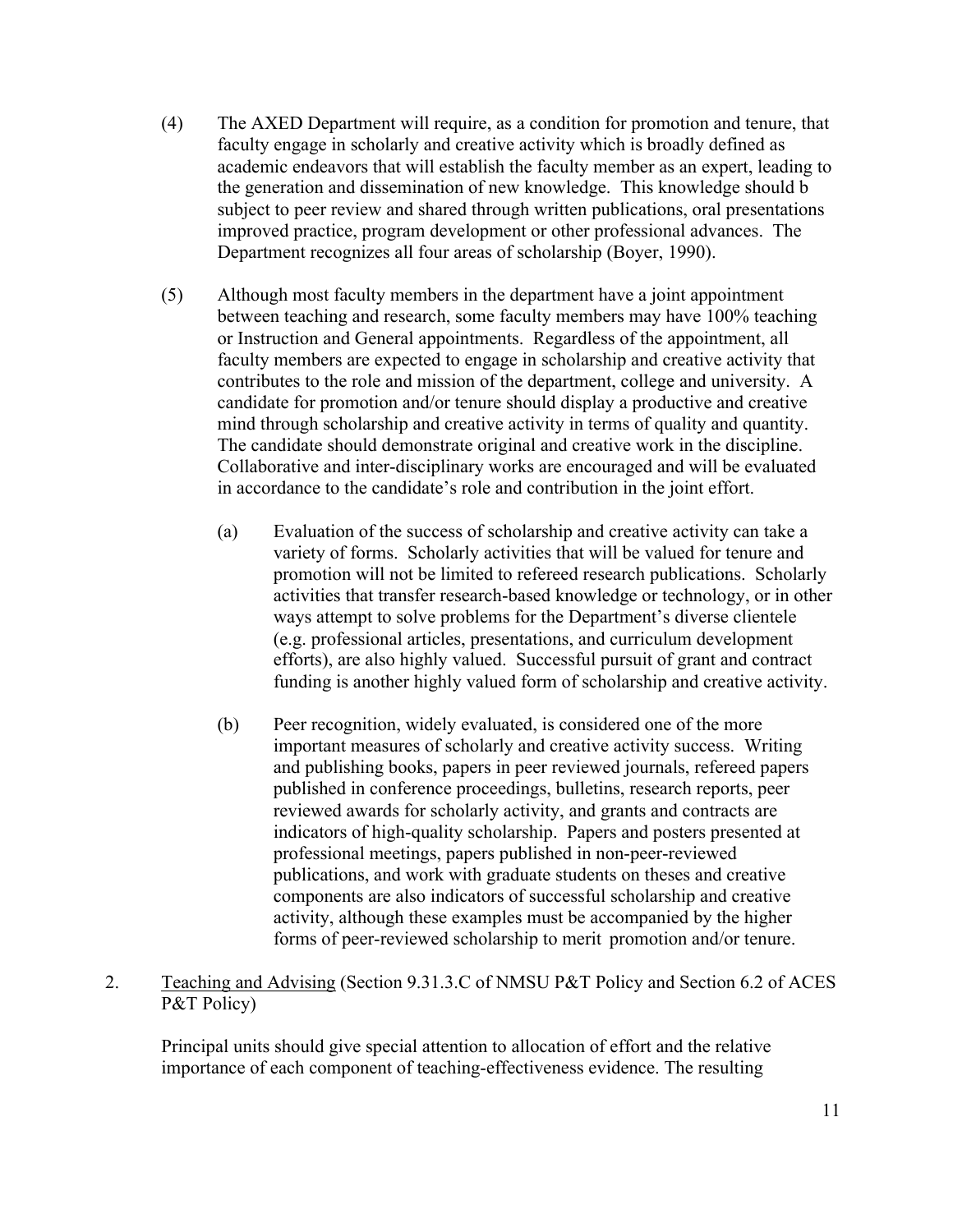(4) The AXED Department will require, as a condition for promotion and tenure, that faculty engage in scholarly and creative activity which is broadly defined as academic endeavors that will establish the faculty member as an expert, leading to the generation and dissemination of new knowledge. This knowledge should b subject to peer review and shared through written publications, oral presentations improved practice, program development or other professional advances. The Department recognizes all four areas of scholarship (Boyer, 1990).

(5) Although most faculty members in the department have a joint appointment between teaching and research, some faculty members may have 100% teaching or Instruction and General appointments. Regardless of the appointment, all faculty members are expected to engage in scholarship and creative activity that contributes to the role and mission of the department, college and university. A candidate for promotion and/or tenure should display a productive and creative mind through scholarship and creative activity in terms of quality and quantity. The candidate should demonstrate original and creative work in the discipline. Collaborative and inter-disciplinary works are encouraged and will be evaluated in accordance to the candidate's role and contribution in the joint effort.

(a) Evaluation of the success of scholarship and creative activity can take a variety of forms. Scholarly activities that will be valued for tenure and promotion will not be limited to refereed research publications. Scholarly activities that transfer research-based knowledge or technology, or in other ways attempt to solve problems for the Department's diverse clientele (e.g. professional articles, presentations, and curriculum development efforts), are also highly valued. Successful pursuit of grant and contract funding is another highly valued form of scholarship and creative activity.

(b) Peer recognition, widely evaluated, is considered one of the more important measures of scholarly and creative activity success. Writing and publishing books, papers in peer reviewed journals, refereed papers published in conference proceedings, bulletins, research reports, peer reviewed awards for scholarly activity, and grants and contracts are indicators of high-quality scholarship. Papers and posters presented at professional meetings, papers published in non-peer-reviewed publications, and work with graduate students on theses and creative components are also indicators of successful scholarship and creative activity, although these examples must be accompanied by the higher forms of peer-reviewed scholarship to merit promotion and/or tenure.

2. <u>Teaching and Advising</u> (Section 9.31.3.C of NMSU P&T Policy and Section 6.2 of ACES P&T Policy)

Principal units should give special attention to allocation of effort and the relative importance of each component of teaching-effectiveness evidence. The resulting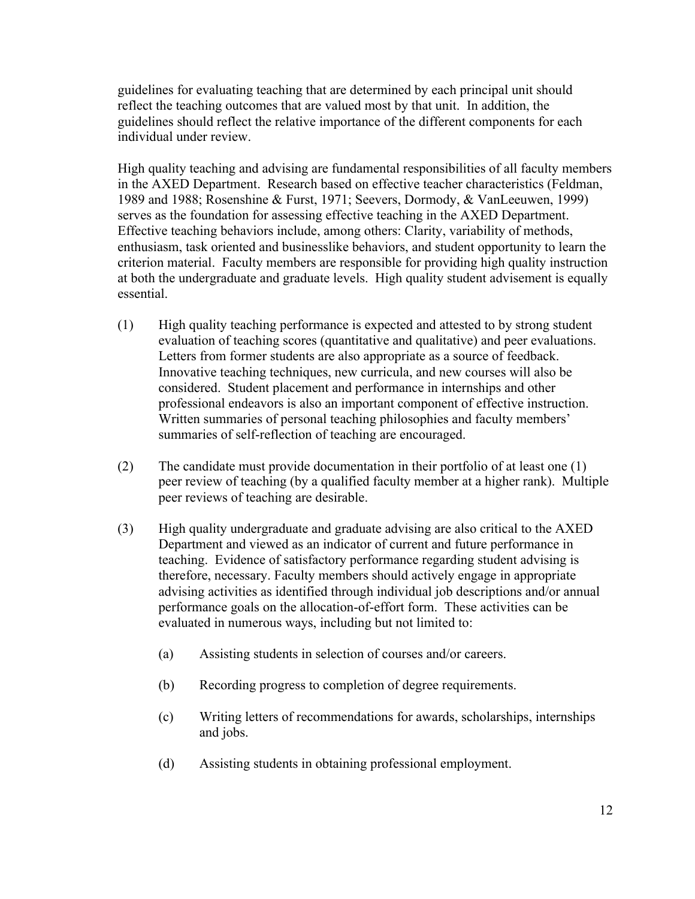guidelines for evaluating teaching that are determined by each principal unit should reflect the teaching outcomes that are valued most by that unit. In addition, the guidelines should reflect the relative importance of the different components for each individual under review.

High quality teaching and advising are fundamental responsibilities of all faculty members in the AXED Department. Research based on effective teacher characteristics (Feldman, 1989 and 1988; Rosenshine & Furst, 1971; Seevers, Dormody, & VanLeeuwen, 1999) serves as the foundation for assessing effective teaching in the AXED Department. Effective teaching behaviors include, among others: Clarity, variability of methods, enthusiasm, task oriented and businesslike behaviors, and student opportunity to learn the criterion material. Faculty members are responsible for providing high quality instruction at both the undergraduate and graduate levels. High quality student advisement is equally essential.

(1) High quality teaching performance is expected and attested to by strong student evaluation of teaching scores (quantitative and qualitative) and peer evaluations. Letters from former students are also appropriate as a source of feedback. Innovative teaching techniques, new curricula, and new courses will also be considered. Student placement and performance in internships and other professional endeavors is also an important component of effective instruction. Written summaries of personal teaching philosophies and faculty members' summaries of self-reflection of teaching are encouraged.

(2) The candidate must provide documentation in their portfolio of at least one (1) peer review of teaching (by a qualified faculty member at a higher rank). Multiple peer reviews of teaching are desirable.

(3) High quality undergraduate and graduate advising are also critical to the AXED Department and viewed as an indicator of current and future performance in teaching. Evidence of satisfactory performance regarding student advising is therefore, necessary. Faculty members should actively engage in appropriate advising activities as identified through individual job descriptions and/or annual performance goals on the allocation-of-effort form. These activities can be evaluated in numerous ways, including but not limited to:

   (a) Assisting students in selection of courses and/or careers.

   (b) Recording progress to completion of degree requirements.

   (c) Writing letters of recommendations for awards, scholarships, internships and jobs.

   (d) Assisting students in obtaining professional employment.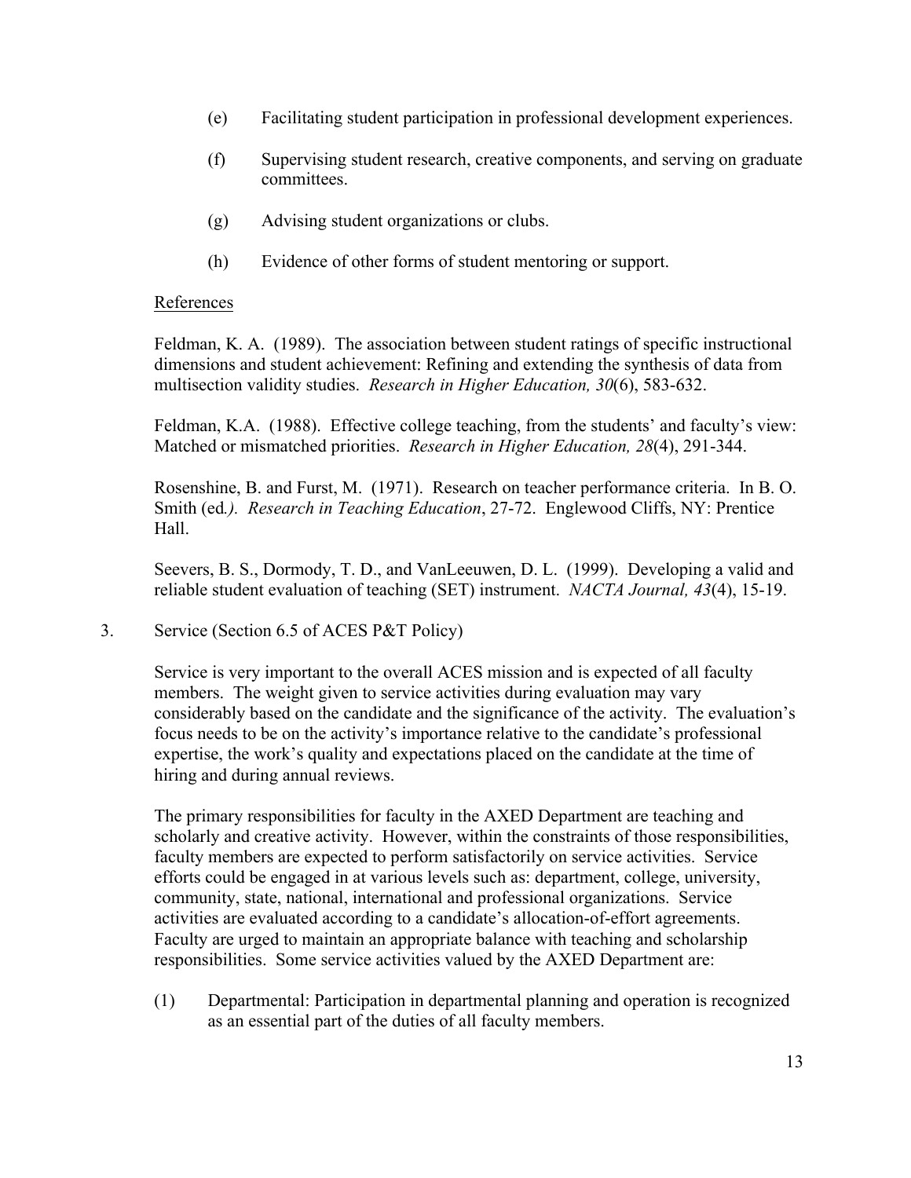(e) Facilitating student participation in professional development experiences.

(f) Supervising student research, creative components, and serving on graduate committees.

(g) Advising student organizations or clubs.

(h) Evidence of other forms of student mentoring or support.

References

Feldman, K. A. (1989). The association between student ratings of specific instructional dimensions and student achievement: Refining and extending the synthesis of data from multisection validity studies. *Research in Higher Education, 30*(6), 583-632.

Feldman, K.A. (1988). Effective college teaching, from the students' and faculty's view: Matched or mismatched priorities. *Research in Higher Education, 28*(4), 291-344.

Rosenshine, B. and Furst, M. (1971). Research on teacher performance criteria. In B. O. Smith (ed*.). Research in Teaching Education*, 27-72. Englewood Cliffs, NY: Prentice Hall.

Seevers, B. S., Dormody, T. D., and VanLeeuwen, D. L. (1999). Developing a valid and reliable student evaluation of teaching (SET) instrument. *NACTA Journal, 43*(4), 15-19.

3. Service (Section 6.5 of ACES P&T Policy)

Service is very important to the overall ACES mission and is expected of all faculty members. The weight given to service activities during evaluation may vary considerably based on the candidate and the significance of the activity. The evaluation's focus needs to be on the activity's importance relative to the candidate's professional expertise, the work's quality and expectations placed on the candidate at the time of hiring and during annual reviews.

The primary responsibilities for faculty in the AXED Department are teaching and scholarly and creative activity. However, within the constraints of those responsibilities, faculty members are expected to perform satisfactorily on service activities. Service efforts could be engaged in at various levels such as: department, college, university, community, state, national, international and professional organizations. Service activities are evaluated according to a candidate's allocation-of-effort agreements. Faculty are urged to maintain an appropriate balance with teaching and scholarship responsibilities. Some service activities valued by the AXED Department are:

(1) Departmental: Participation in departmental planning and operation is recognized as an essential part of the duties of all faculty members.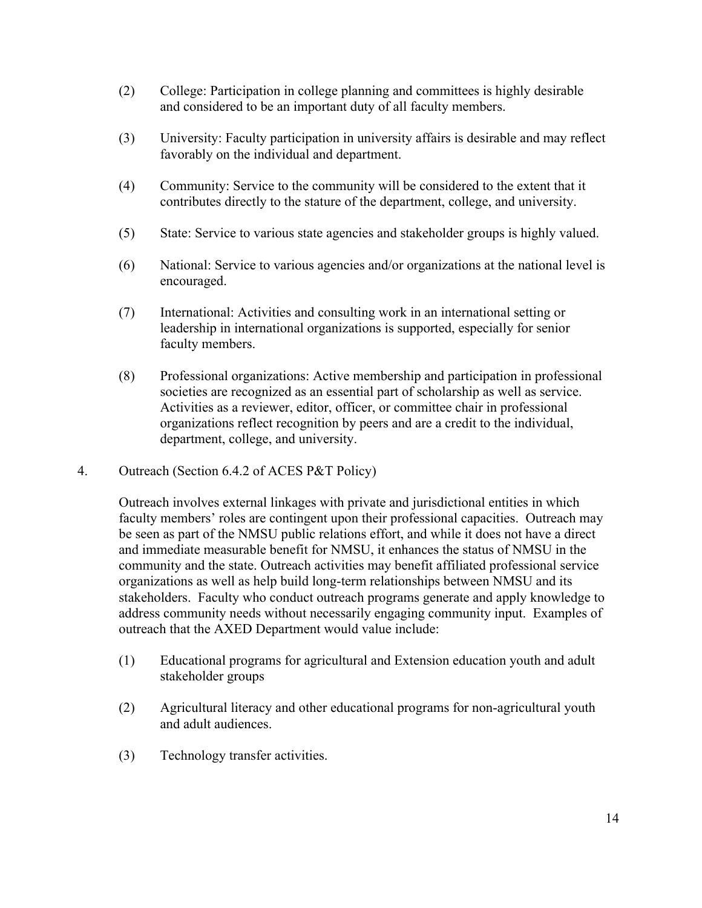(2) College: Participation in college planning and committees is highly desirable and considered to be an important duty of all faculty members.

(3) University: Faculty participation in university affairs is desirable and may reflect favorably on the individual and department.

(4) Community: Service to the community will be considered to the extent that it contributes directly to the stature of the department, college, and university.

(5) State: Service to various state agencies and stakeholder groups is highly valued.

(6) National: Service to various agencies and/or organizations at the national level is encouraged.

(7) International: Activities and consulting work in an international setting or leadership in international organizations is supported, especially for senior faculty members.

(8) Professional organizations: Active membership and participation in professional societies are recognized as an essential part of scholarship as well as service. Activities as a reviewer, editor, officer, or committee chair in professional organizations reflect recognition by peers and are a credit to the individual, department, college, and university.

4. Outreach (Section 6.4.2 of ACES P&T Policy)

Outreach involves external linkages with private and jurisdictional entities in which faculty members' roles are contingent upon their professional capacities. Outreach may be seen as part of the NMSU public relations effort, and while it does not have a direct and immediate measurable benefit for NMSU, it enhances the status of NMSU in the community and the state. Outreach activities may benefit affiliated professional service organizations as well as help build long-term relationships between NMSU and its stakeholders. Faculty who conduct outreach programs generate and apply knowledge to address community needs without necessarily engaging community input. Examples of outreach that the AXED Department would value include:

(1) Educational programs for agricultural and Extension education youth and adult stakeholder groups

(2) Agricultural literacy and other educational programs for non-agricultural youth and adult audiences.

(3) Technology transfer activities.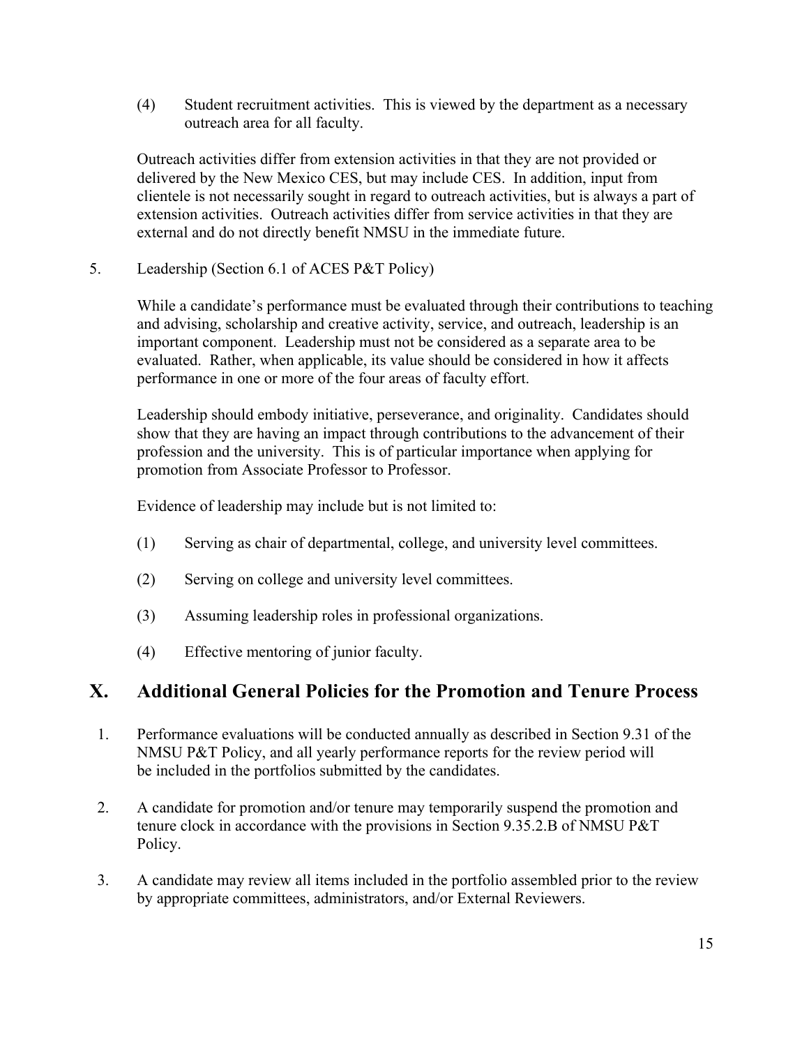(4) Student recruitment activities. This is viewed by the department as a necessary outreach area for all faculty.

Outreach activities differ from extension activities in that they are not provided or delivered by the New Mexico CES, but may include CES. In addition, input from clientele is not necessarily sought in regard to outreach activities, but is always a part of extension activities. Outreach activities differ from service activities in that they are external and do not directly benefit NMSU in the immediate future.

5. Leadership (Section 6.1 of ACES P&T Policy)

While a candidate's performance must be evaluated through their contributions to teaching and advising, scholarship and creative activity, service, and outreach, leadership is an important component. Leadership must not be considered as a separate area to be evaluated. Rather, when applicable, its value should be considered in how it affects performance in one or more of the four areas of faculty effort.

Leadership should embody initiative, perseverance, and originality. Candidates should show that they are having an impact through contributions to the advancement of their profession and the university. This is of particular importance when applying for promotion from Associate Professor to Professor.

Evidence of leadership may include but is not limited to:

(1) Serving as chair of departmental, college, and university level committees.

(2) Serving on college and university level committees.

(3) Assuming leadership roles in professional organizations.

(4) Effective mentoring of junior faculty.

## X. Additional General Policies for the Promotion and Tenure Process

1. Performance evaluations will be conducted annually as described in Section 9.31 of the NMSU P&T Policy, and all yearly performance reports for the review period will be included in the portfolios submitted by the candidates.

2. A candidate for promotion and/or tenure may temporarily suspend the promotion and tenure clock in accordance with the provisions in Section 9.35.2.B of NMSU P&T Policy.

3. A candidate may review all items included in the portfolio assembled prior to the review by appropriate committees, administrators, and/or External Reviewers.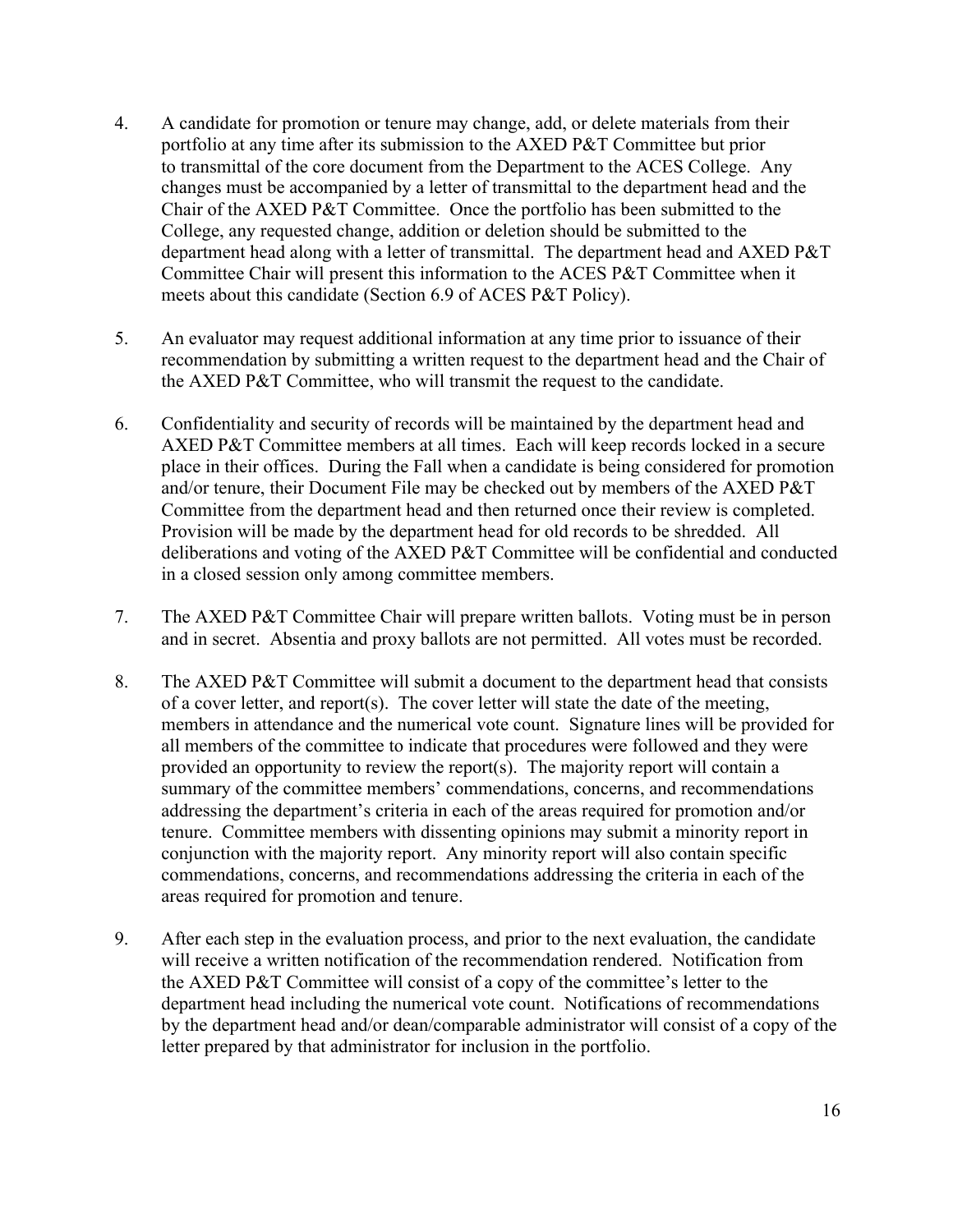4. A candidate for promotion or tenure may change, add, or delete materials from their portfolio at any time after its submission to the AXED P&T Committee but prior to transmittal of the core document from the Department to the ACES College. Any changes must be accompanied by a letter of transmittal to the department head and the Chair of the AXED P&T Committee. Once the portfolio has been submitted to the College, any requested change, addition or deletion should be submitted to the department head along with a letter of transmittal. The department head and AXED P&T Committee Chair will present this information to the ACES P&T Committee when it meets about this candidate (Section 6.9 of ACES P&T Policy).

5. An evaluator may request additional information at any time prior to issuance of their recommendation by submitting a written request to the department head and the Chair of the AXED P&T Committee, who will transmit the request to the candidate.

6. Confidentiality and security of records will be maintained by the department head and AXED P&T Committee members at all times. Each will keep records locked in a secure place in their offices. During the Fall when a candidate is being considered for promotion and/or tenure, their Document File may be checked out by members of the AXED P&T Committee from the department head and then returned once their review is completed. Provision will be made by the department head for old records to be shredded. All deliberations and voting of the AXED P&T Committee will be confidential and conducted in a closed session only among committee members.

7. The AXED P&T Committee Chair will prepare written ballots. Voting must be in person and in secret. Absentia and proxy ballots are not permitted. All votes must be recorded.

8. The AXED P&T Committee will submit a document to the department head that consists of a cover letter, and report(s). The cover letter will state the date of the meeting, members in attendance and the numerical vote count. Signature lines will be provided for all members of the committee to indicate that procedures were followed and they were provided an opportunity to review the report(s). The majority report will contain a summary of the committee members' commendations, concerns, and recommendations addressing the department's criteria in each of the areas required for promotion and/or tenure. Committee members with dissenting opinions may submit a minority report in conjunction with the majority report. Any minority report will also contain specific commendations, concerns, and recommendations addressing the criteria in each of the areas required for promotion and tenure.

9. After each step in the evaluation process, and prior to the next evaluation, the candidate will receive a written notification of the recommendation rendered. Notification from the AXED P&T Committee will consist of a copy of the committee's letter to the department head including the numerical vote count. Notifications of recommendations by the department head and/or dean/comparable administrator will consist of a copy of the letter prepared by that administrator for inclusion in the portfolio.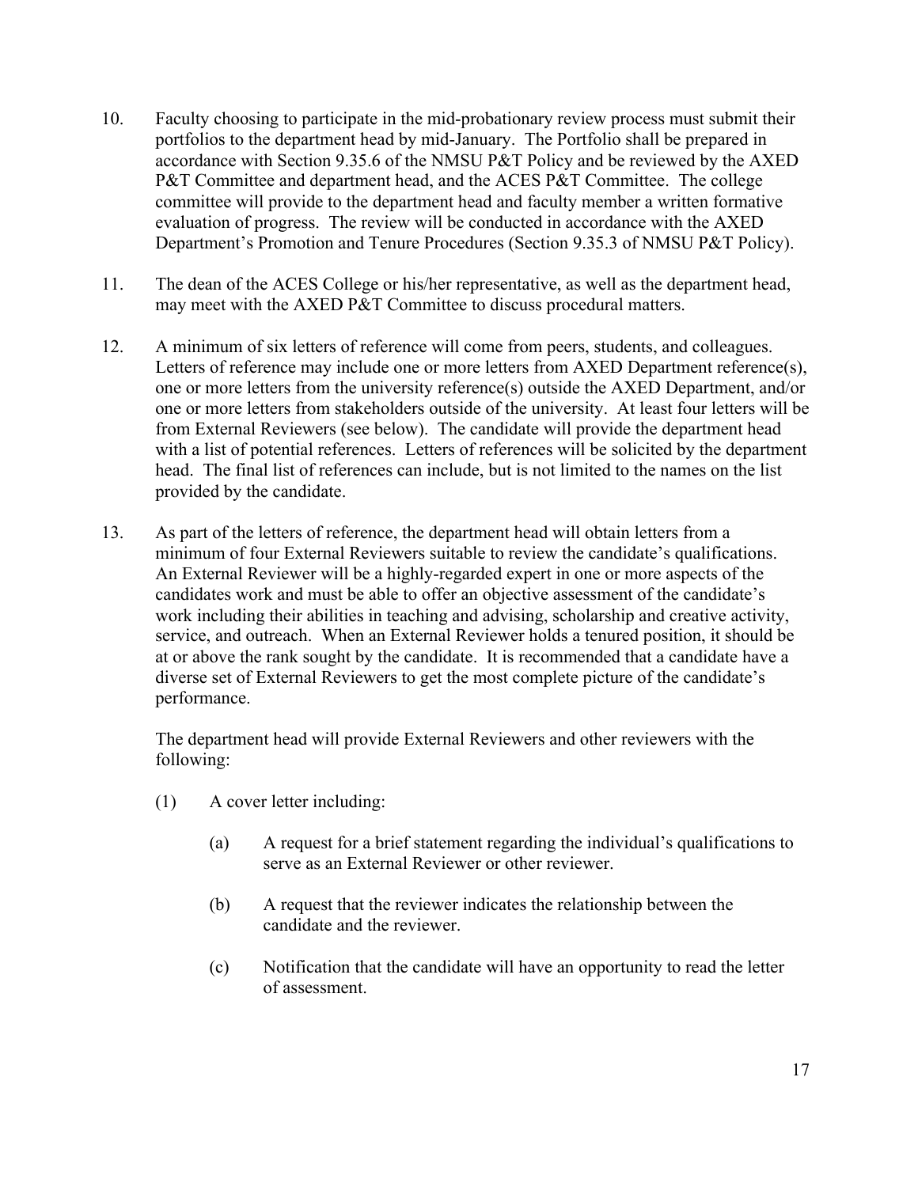10. Faculty choosing to participate in the mid-probationary review process must submit their portfolios to the department head by mid-January. The Portfolio shall be prepared in accordance with Section 9.35.6 of the NMSU P&T Policy and be reviewed by the AXED P&T Committee and department head, and the ACES P&T Committee. The college committee will provide to the department head and faculty member a written formative evaluation of progress. The review will be conducted in accordance with the AXED Department's Promotion and Tenure Procedures (Section 9.35.3 of NMSU P&T Policy).

11. The dean of the ACES College or his/her representative, as well as the department head, may meet with the AXED P&T Committee to discuss procedural matters.

12. A minimum of six letters of reference will come from peers, students, and colleagues. Letters of reference may include one or more letters from AXED Department reference(s), one or more letters from the university reference(s) outside the AXED Department, and/or one or more letters from stakeholders outside of the university. At least four letters will be from External Reviewers (see below). The candidate will provide the department head with a list of potential references. Letters of references will be solicited by the department head. The final list of references can include, but is not limited to the names on the list provided by the candidate.

13. As part of the letters of reference, the department head will obtain letters from a minimum of four External Reviewers suitable to review the candidate's qualifications. An External Reviewer will be a highly-regarded expert in one or more aspects of the candidates work and must be able to offer an objective assessment of the candidate's work including their abilities in teaching and advising, scholarship and creative activity, service, and outreach. When an External Reviewer holds a tenured position, it should be at or above the rank sought by the candidate. It is recommended that a candidate have a diverse set of External Reviewers to get the most complete picture of the candidate's performance.

    The department head will provide External Reviewers and other reviewers with the following:

    (1) A cover letter including:

    - (a) A request for a brief statement regarding the individual's qualifications to serve as an External Reviewer or other reviewer.
    - (b) A request that the reviewer indicates the relationship between the candidate and the reviewer.
    - (c) Notification that the candidate will have an opportunity to read the letter of assessment.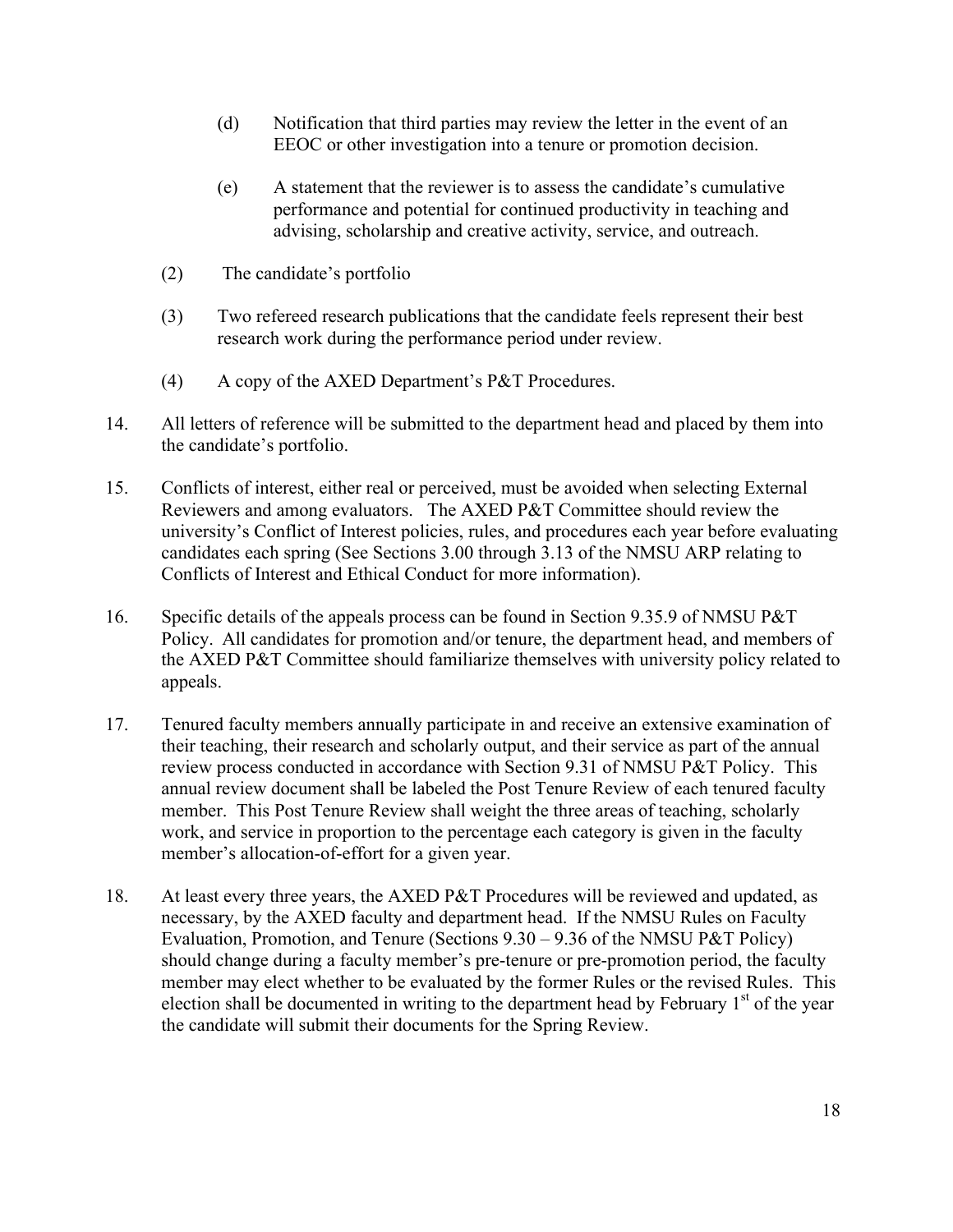(d) Notification that third parties may review the letter in the event of an EEOC or other investigation into a tenure or promotion decision.

(e) A statement that the reviewer is to assess the candidate's cumulative performance and potential for continued productivity in teaching and advising, scholarship and creative activity, service, and outreach.

(2) The candidate's portfolio

(3) Two refereed research publications that the candidate feels represent their best research work during the performance period under review.

(4) A copy of the AXED Department's P&T Procedures.

14. All letters of reference will be submitted to the department head and placed by them into the candidate's portfolio.

15. Conflicts of interest, either real or perceived, must be avoided when selecting External Reviewers and among evaluators. The AXED P&T Committee should review the university's Conflict of Interest policies, rules, and procedures each year before evaluating candidates each spring (See Sections 3.00 through 3.13 of the NMSU ARP relating to Conflicts of Interest and Ethical Conduct for more information).

16. Specific details of the appeals process can be found in Section 9.35.9 of NMSU P&T Policy. All candidates for promotion and/or tenure, the department head, and members of the AXED P&T Committee should familiarize themselves with university policy related to appeals.

17. Tenured faculty members annually participate in and receive an extensive examination of their teaching, their research and scholarly output, and their service as part of the annual review process conducted in accordance with Section 9.31 of NMSU P&T Policy. This annual review document shall be labeled the Post Tenure Review of each tenured faculty member. This Post Tenure Review shall weight the three areas of teaching, scholarly work, and service in proportion to the percentage each category is given in the faculty member's allocation-of-effort for a given year.

18. At least every three years, the AXED P&T Procedures will be reviewed and updated, as necessary, by the AXED faculty and department head. If the NMSU Rules on Faculty Evaluation, Promotion, and Tenure (Sections 9.30 – 9.36 of the NMSU P&T Policy) should change during a faculty member's pre-tenure or pre-promotion period, the faculty member may elect whether to be evaluated by the former Rules or the revised Rules. This election shall be documented in writing to the department head by February 1st of the year the candidate will submit their documents for the Spring Review.